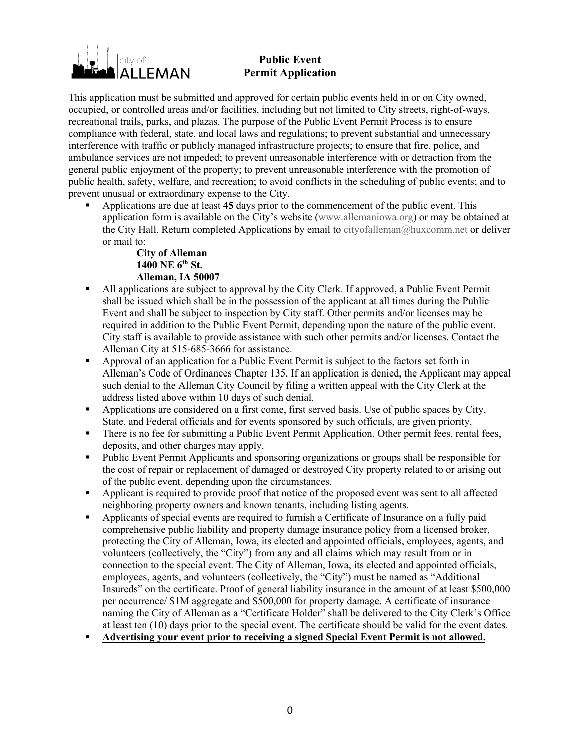city of ALLEMAN

# Public Event Permit Application

This application must be submitted and approved for certain public events held in or on City owned, occupied, or controlled areas and/or facilities, including but not limited to City streets, right-of-ways, recreational trails, parks, and plazas. The purpose of the Public Event Permit Process is to ensure compliance with federal, state, and local laws and regulations; to prevent substantial and unnecessary interference with traffic or publicly managed infrastructure projects; to ensure that fire, police, and ambulance services are not impeded; to prevent unreasonable interference with or detraction from the general public enjoyment of the property; to prevent unreasonable interference with the promotion of public health, safety, welfare, and recreation; to avoid conflicts in the scheduling of public events; and to prevent unusual or extraordinary expense to the City.

- Applications are due at least **45** days prior to the commencement of the public event. This application form is available on the City's website (www.allemaniowa.org) or may be obtained at the City Hall. Return completed Applications by email to cityofalleman@huxcomm.net or deliver or mail to:

  **City of Alleman**
  **1400 NE 6th St.**
  **Alleman, IA 50007**

- All applications are subject to approval by the City Clerk. If approved, a Public Event Permit shall be issued which shall be in the possession of the applicant at all times during the Public Event and shall be subject to inspection by City staff. Other permits and/or licenses may be required in addition to the Public Event Permit, depending upon the nature of the public event. City staff is available to provide assistance with such other permits and/or licenses. Contact the Alleman City at 515-685-3666 for assistance.
- Approval of an application for a Public Event Permit is subject to the factors set forth in Alleman's Code of Ordinances Chapter 135. If an application is denied, the Applicant may appeal such denial to the Alleman City Council by filing a written appeal with the City Clerk at the address listed above within 10 days of such denial.
- Applications are considered on a first come, first served basis. Use of public spaces by City, State, and Federal officials and for events sponsored by such officials, are given priority.
- There is no fee for submitting a Public Event Permit Application. Other permit fees, rental fees, deposits, and other charges may apply.
- Public Event Permit Applicants and sponsoring organizations or groups shall be responsible for the cost of repair or replacement of damaged or destroyed City property related to or arising out of the public event, depending upon the circumstances.
- Applicant is required to provide proof that notice of the proposed event was sent to all affected neighboring property owners and known tenants, including listing agents.
- Applicants of special events are required to furnish a Certificate of Insurance on a fully paid comprehensive public liability and property damage insurance policy from a licensed broker, protecting the City of Alleman, Iowa, its elected and appointed officials, employees, agents, and volunteers (collectively, the "City") from any and all claims which may result from or in connection to the special event. The City of Alleman, Iowa, its elected and appointed officials, employees, agents, and volunteers (collectively, the "City") must be named as "Additional Insureds" on the certificate. Proof of general liability insurance in the amount of at least $500,000 per occurrence/ $1M aggregate and $500,000 for property damage. A certificate of insurance naming the City of Alleman as a "Certificate Holder" shall be delivered to the City Clerk's Office at least ten (10) days prior to the special event. The certificate should be valid for the event dates.
- **<u>Advertising your event prior to receiving a signed Special Event Permit is not allowed.</u>**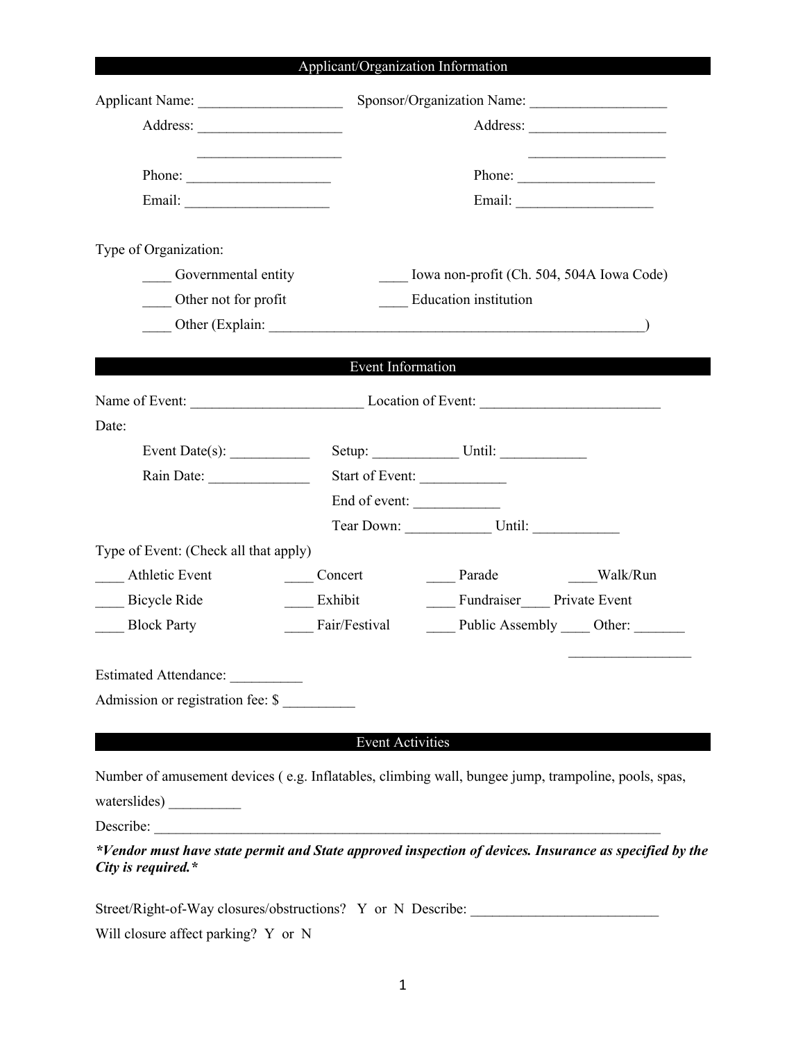## Applicant/Organization Information

Applicant Name: ____________________ Sponsor/Organization Name: ___________________

Address: ____________________ Address: ___________________

____________________ ___________________

Phone: ____________________ Phone: ___________________

Email: ____________________ Email: ___________________

Type of Organization:

____ Governmental entity ____ Iowa non-profit (Ch. 504, 504A Iowa Code)

____ Other not for profit ____ Education institution

____ Other (Explain: ______________________________________________________)

## Event Information

Name of Event: ________________________ Location of Event: _________________________

Date:

Event Date(s): ___________ Setup: ____________ Until: ____________

Rain Date: ______________ Start of Event: ____________

End of event: ____________

Tear Down: ____________ Until: ____________

Type of Event: (Check all that apply)

____ Athletic Event ____ Concert ____ Parade ____Walk/Run

____ Bicycle Ride ____ Exhibit ____ Fundraiser____ Private Event

____ Block Party ____ Fair/Festival ____ Public Assembly ____ Other: _______ _________________

Estimated Attendance: __________

Admission or registration fee: $ __________

## Event Activities

Number of amusement devices ( e.g. Inflatables, climbing wall, bungee jump, trampoline, pools, spas, waterslides) __________

Describe: ___________________________________________________________________________

***Vendor must have state permit and State approved inspection of devices. Insurance as specified by the City is required.***

Street/Right-of-Way closures/obstructions? Y or N Describe: __________________________

Will closure affect parking? Y or N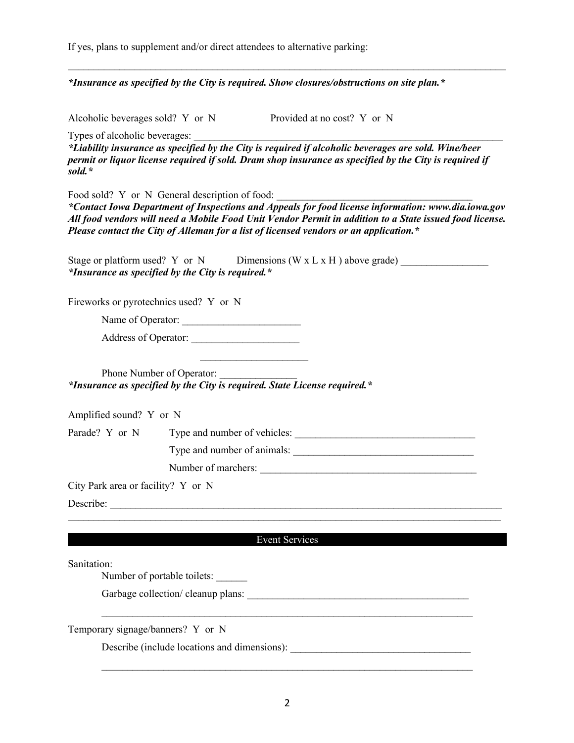If yes, plans to supplement and/or direct attendees to alternative parking:

______________________________________________________________________________

***Insurance as specified by the City is required. Show closures/obstructions on site plan.***

Alcoholic beverages sold? Y or N Provided at no cost? Y or N

Types of alcoholic beverages: ___________________________________________________________

***Liability insurance as specified by the City is required if alcoholic beverages are sold. Wine/beer permit or liquor license required if sold. Dram shop insurance as specified by the City is required if sold.***

Food sold? Y or N General description of food: _____________________________________

***Contact Iowa Department of Inspections and Appeals for food license information: www.dia.iowa.gov All food vendors will need a Mobile Food Unit Vendor Permit in addition to a State issued food license. Please contact the City of Alleman for a list of licensed vendors or an application.***

Stage or platform used? Y or N Dimensions (W x L x H ) above grade) _________________

***Insurance as specified by the City is required.***

Fireworks or pyrotechnics used? Y or N

Name of Operator: _______________________

Address of Operator: _____________________

_____________________

Phone Number of Operator: _______________

***Insurance as specified by the City is required. State License required.***

Amplified sound? Y or N

Parade? Y or N Type and number of vehicles: ___________________________________

Type and number of animals: __________________________________

Number of marchers: _________________________________________

City Park area or facility? Y or N

Describe: ______________________________________________________________________________

______________________________________________________________________________

## Event Services

Sanitation:

Number of portable toilets: ______

Garbage collection/ cleanup plans: ___________________________________________

______________________________________________________________________________

Temporary signage/banners? Y or N

Describe (include locations and dimensions): __________________________________

______________________________________________________________________________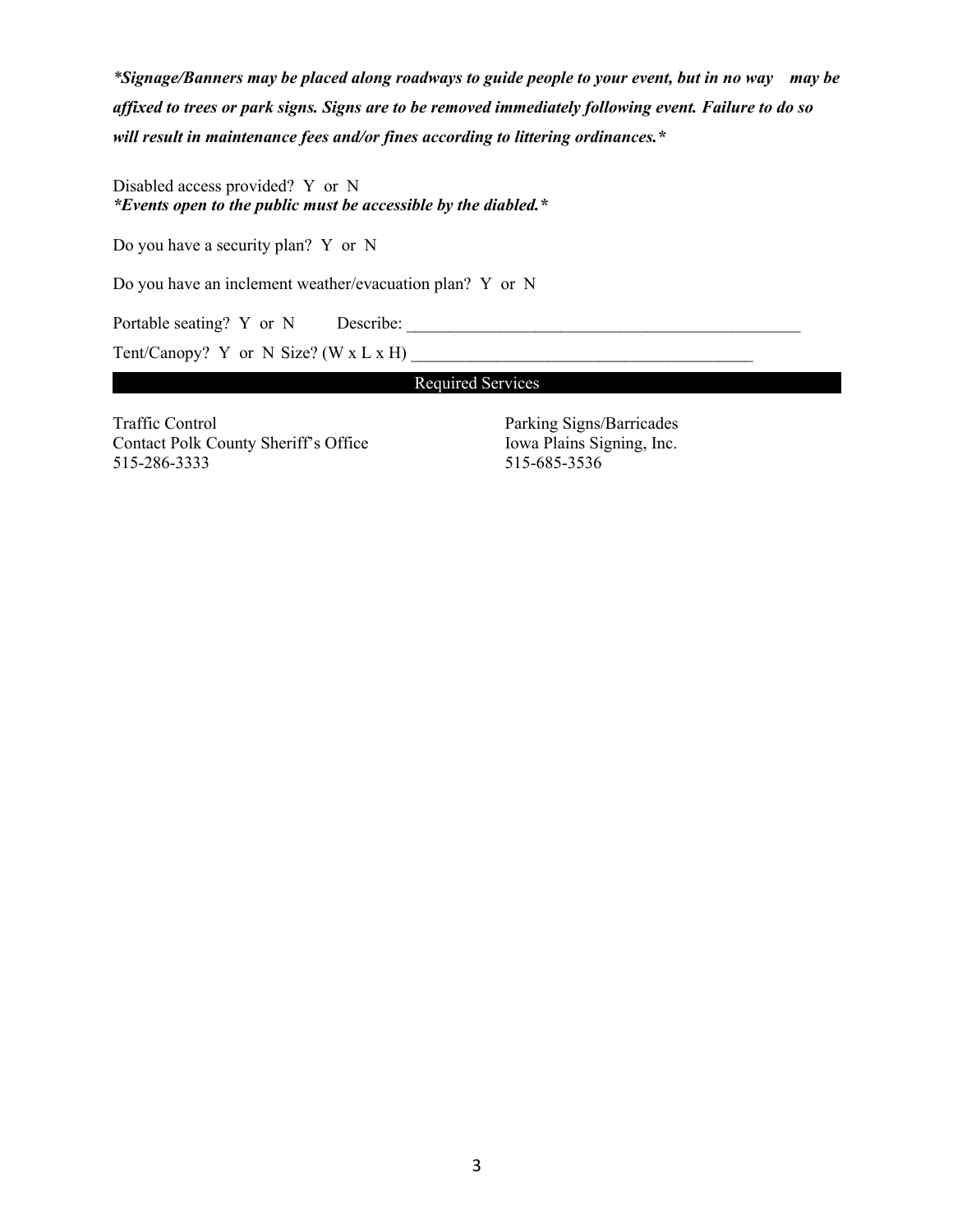***Signage/Banners may be placed along roadways to guide people to your event, but in no way may be affixed to trees or park signs. Signs are to be removed immediately following event. Failure to do so will result in maintenance fees and/or fines according to littering ordinances.***

Disabled access provided? Y or N

***Events open to the public must be accessible by the diabled.***

Do you have a security plan? Y or N

Do you have an inclement weather/evacuation plan? Y or N

Portable seating? Y or N Describe: ________________________________________________

Tent/Canopy? Y or N Size? (W x L x H) ________________________________________

## Required Services

Traffic Control
Contact Polk County Sheriff's Office
515-286-3333

Parking Signs/Barricades
Iowa Plains Signing, Inc.
515-685-3536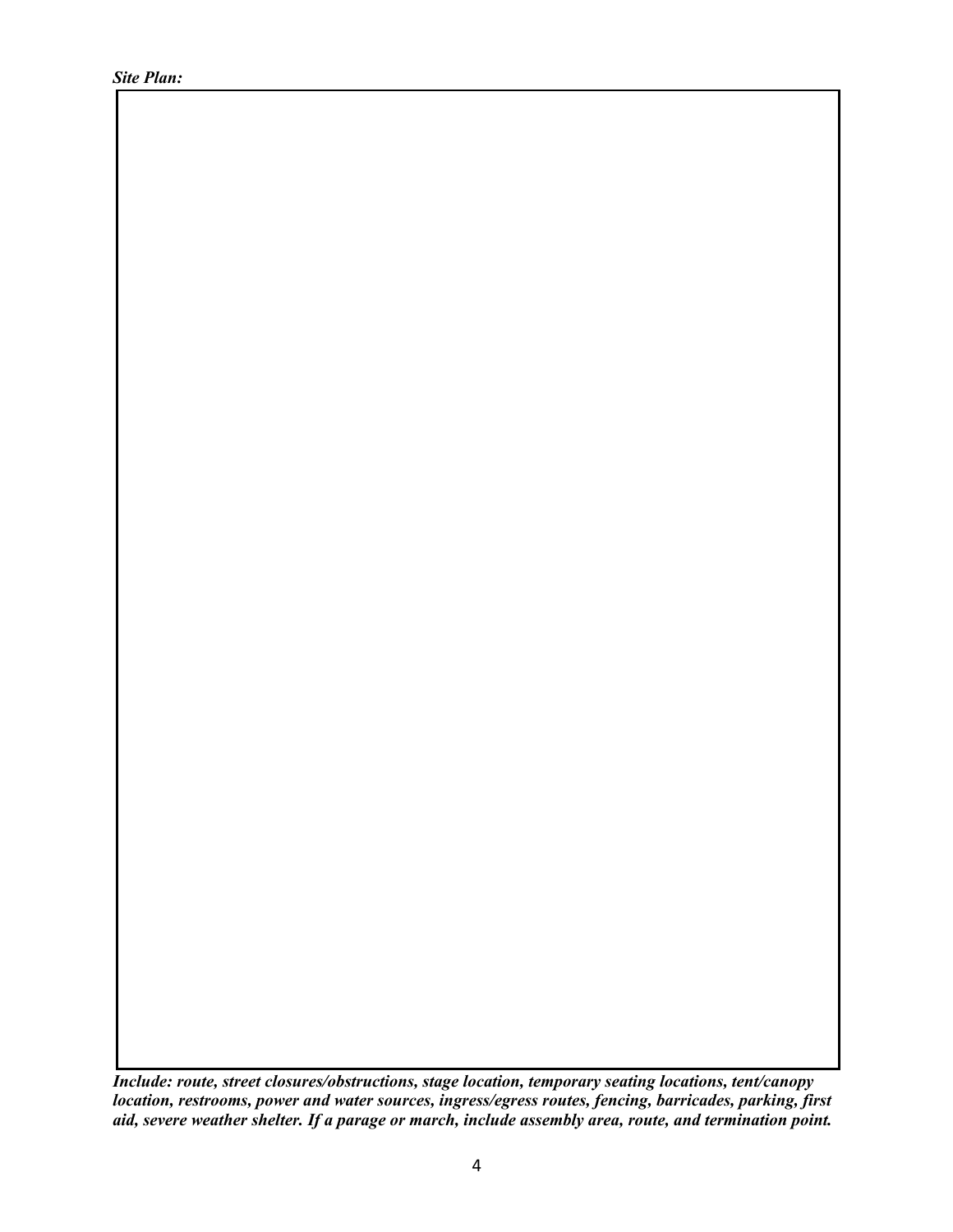***Site Plan:***

***Include: route, street closures/obstructions, stage location, temporary seating locations, tent/canopy location, restrooms, power and water sources, ingress/egress routes, fencing, barricades, parking, first aid, severe weather shelter. If a parage or march, include assembly area, route, and termination point.***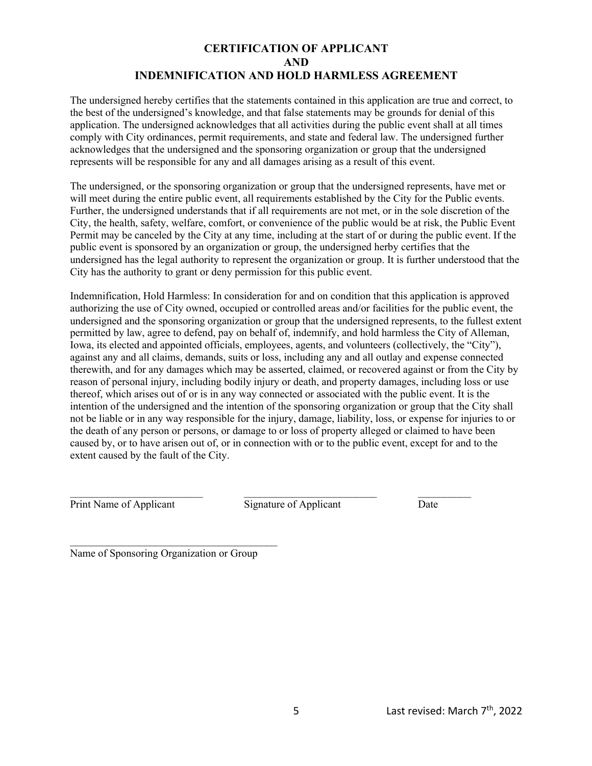# CERTIFICATION OF APPLICANT
# AND
# INDEMNIFICATION AND HOLD HARMLESS AGREEMENT

The undersigned hereby certifies that the statements contained in this application are true and correct, to the best of the undersigned's knowledge, and that false statements may be grounds for denial of this application. The undersigned acknowledges that all activities during the public event shall at all times comply with City ordinances, permit requirements, and state and federal law. The undersigned further acknowledges that the undersigned and the sponsoring organization or group that the undersigned represents will be responsible for any and all damages arising as a result of this event.

The undersigned, or the sponsoring organization or group that the undersigned represents, have met or will meet during the entire public event, all requirements established by the City for the Public events. Further, the undersigned understands that if all requirements are not met, or in the sole discretion of the City, the health, safety, welfare, comfort, or convenience of the public would be at risk, the Public Event Permit may be canceled by the City at any time, including at the start of or during the public event. If the public event is sponsored by an organization or group, the undersigned herby certifies that the undersigned has the legal authority to represent the organization or group. It is further understood that the City has the authority to grant or deny permission for this public event.

Indemnification, Hold Harmless: In consideration for and on condition that this application is approved authorizing the use of City owned, occupied or controlled areas and/or facilities for the public event, the undersigned and the sponsoring organization or group that the undersigned represents, to the fullest extent permitted by law, agree to defend, pay on behalf of, indemnify, and hold harmless the City of Alleman, Iowa, its elected and appointed officials, employees, agents, and volunteers (collectively, the "City"), against any and all claims, demands, suits or loss, including any and all outlay and expense connected therewith, and for any damages which may be asserted, claimed, or recovered against or from the City by reason of personal injury, including bodily injury or death, and property damages, including loss or use thereof, which arises out of or is in any way connected or associated with the public event. It is the intention of the undersigned and the intention of the sponsoring organization or group that the City shall not be liable or in any way responsible for the injury, damage, liability, loss, or expense for injuries to or the death of any person or persons, or damage to or loss of property alleged or claimed to have been caused by, or to have arisen out of, or in connection with or to the public event, except for and to the extent caused by the fault of the City.

_________________________ _________________________ __________
Print Name of Applicant Signature of Applicant Date

_______________________________________
Name of Sponsoring Organization or Group